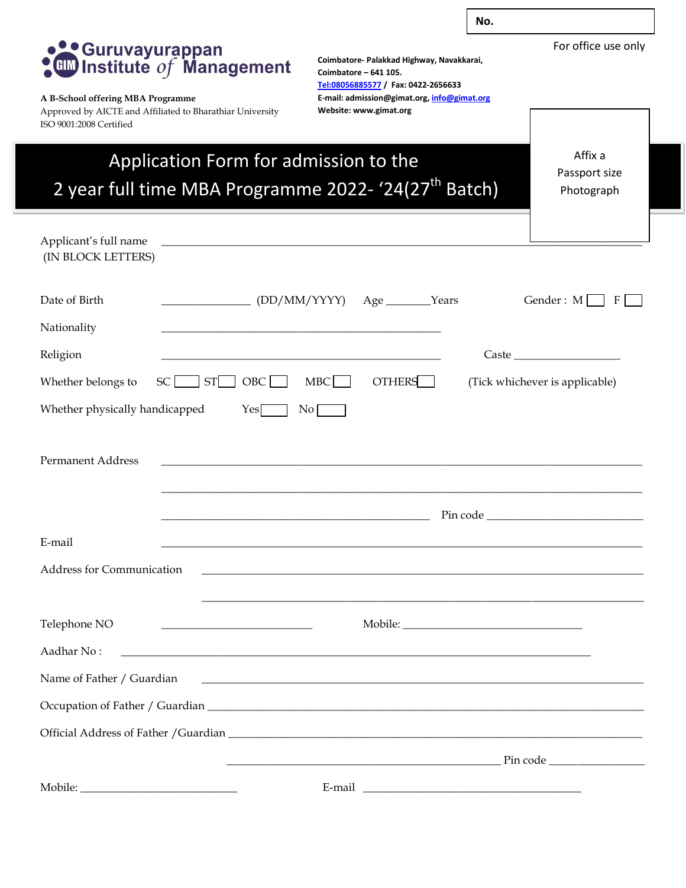**No.**

For office use only

# Guruvayurappan Institute of Management

**A B-School offering MBA Programme**
Approved by AICTE and Affiliated to Bharathiar University
ISO 9001:2008 Certified

**Coimbatore- Palakkad Highway, Navakkarai,**
**Coimbatore – 641 105.**
**Tel:08056885577 / Fax: 0422-2656633**
**E-mail: admission@gimat.org, info@gimat.org**
**Website: www.gimat.org**

## Application Form for admission to the 2 year full time MBA Programme 2022- '24(27th Batch)

Affix a Passport size Photograph

Applicant's full name (IN BLOCK LETTERS) ____________________________________________

Date of Birth ______________ (DD/MM/YYYY) Age _______Years Gender : M ☐ F ☐

Nationality ____________________________________________

Religion ____________________________________________ Caste __________________

Whether belongs to SC ☐ ST ☐ OBC ☐ MBC ☐ OTHERS ☐ (Tick whichever is applicable)

Whether physically handicapped Yes ☐ No ☐

Permanent Address ____________________________________________

____________________________________________

____________________________________________ Pin code ____________________

E-mail ____________________________________________

Address for Communication ____________________________________________

____________________________________________

Telephone NO ________________________ Mobile: ____________________________

Aadhar No : ____________________________________________

Name of Father / Guardian ____________________________________________

Occupation of Father / Guardian ____________________________________________

Official Address of Father /Guardian ____________________________________________

____________________________________________ Pin code ________________

Mobile: ________________________ E-mail ____________________________________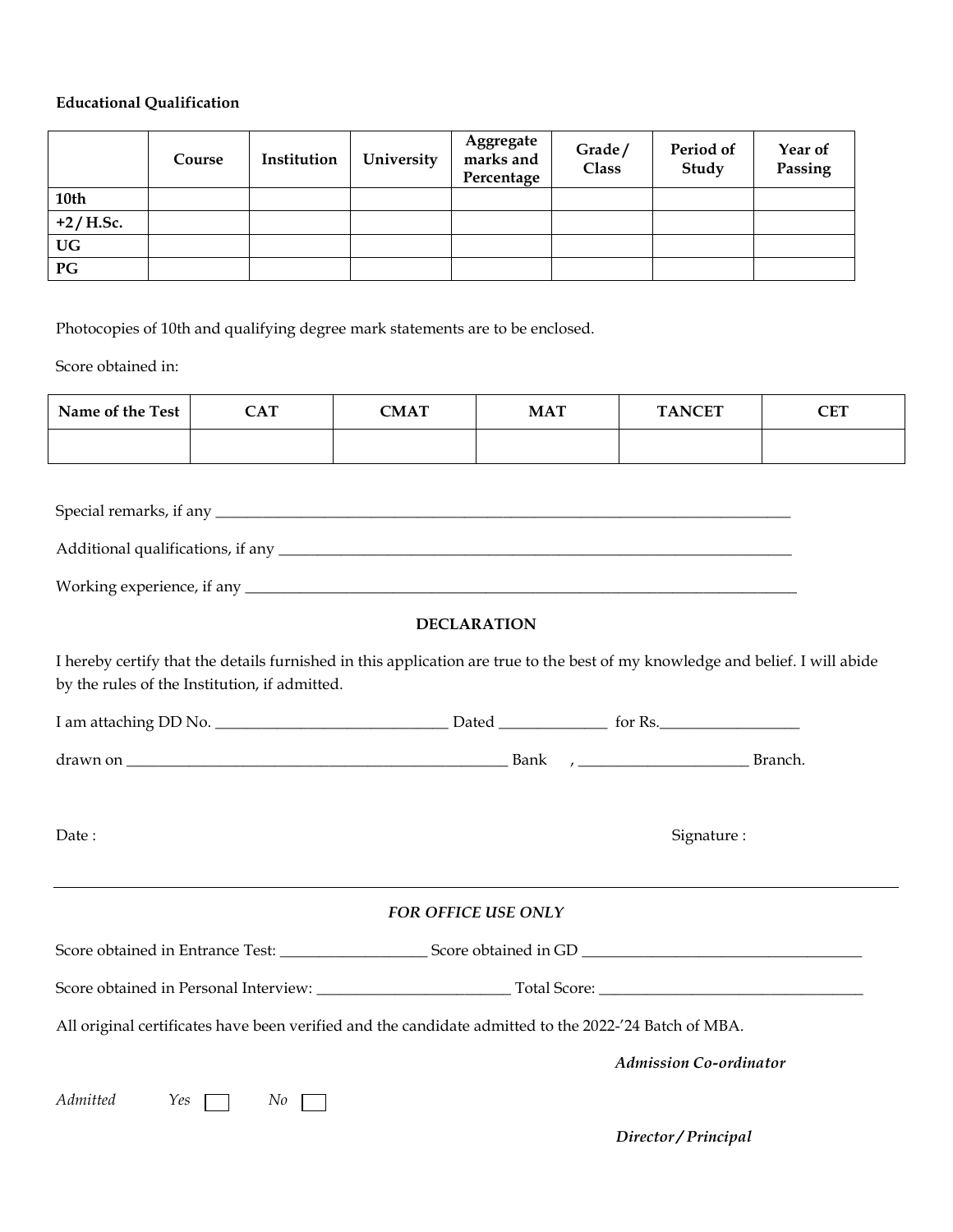**Educational Qualification**

| | Course | Institution | University | Aggregate marks and Percentage | Grade / Class | Period of Study | Year of Passing |
|---|---|---|---|---|---|---|---|
| **10th** | | | | | | | |
| **+2 / H.Sc.** | | | | | | | |
| **UG** | | | | | | | |
| **PG** | | | | | | | |

Photocopies of 10th and qualifying degree mark statements are to be enclosed.

Score obtained in:

| Name of the Test | CAT | CMAT | MAT | TANCET | CET |
|---|---|---|---|---|---|
| | | | | | |

Special remarks, if any ___________________________________________________________________________

Additional qualifications, if any ______________________________________________________________________

Working experience, if any __________________________________________________________________________

**DECLARATION**

I hereby certify that the details furnished in this application are true to the best of my knowledge and belief. I will abide by the rules of the Institution, if admitted.

I am attaching DD No. ______________________________ Dated ______________ for Rs.__________________

drawn on __________________________________________________ Bank , ______________________ Branch.

Date : Signature :

---

*FOR OFFICE USE ONLY*

Score obtained in Entrance Test: ___________________ Score obtained in GD _____________________________________

Score obtained in Personal Interview: _________________________ Total Score: ____________________________________

All original certificates have been verified and the candidate admitted to the 2022-'24 Batch of MBA.

***Admission Co-ordinator***

*Admitted* *Yes* ☐ *No* ☐

***Director / Principal***